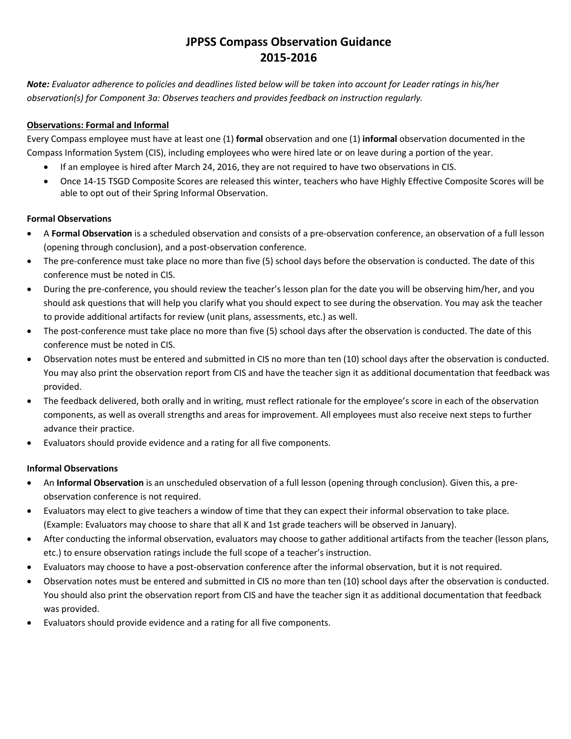# JPPSS Compass Observation Guidance 2015-2016

***Note:*** *Evaluator adherence to policies and deadlines listed below will be taken into account for Leader ratings in his/her observation(s) for Component 3a: Observes teachers and provides feedback on instruction regularly.*

## Observations: Formal and Informal

Every Compass employee must have at least one (1) **formal** observation and one (1) **informal** observation documented in the Compass Information System (CIS), including employees who were hired late or on leave during a portion of the year.

- If an employee is hired after March 24, 2016, they are not required to have two observations in CIS.
- Once 14-15 TSGD Composite Scores are released this winter, teachers who have Highly Effective Composite Scores will be able to opt out of their Spring Informal Observation.

### Formal Observations

- A **Formal Observation** is a scheduled observation and consists of a pre-observation conference, an observation of a full lesson (opening through conclusion), and a post-observation conference.
- The pre-conference must take place no more than five (5) school days before the observation is conducted. The date of this conference must be noted in CIS.
- During the pre-conference, you should review the teacher's lesson plan for the date you will be observing him/her, and you should ask questions that will help you clarify what you should expect to see during the observation. You may ask the teacher to provide additional artifacts for review (unit plans, assessments, etc.) as well.
- The post-conference must take place no more than five (5) school days after the observation is conducted. The date of this conference must be noted in CIS.
- Observation notes must be entered and submitted in CIS no more than ten (10) school days after the observation is conducted. You may also print the observation report from CIS and have the teacher sign it as additional documentation that feedback was provided.
- The feedback delivered, both orally and in writing, must reflect rationale for the employee's score in each of the observation components, as well as overall strengths and areas for improvement. All employees must also receive next steps to further advance their practice.
- Evaluators should provide evidence and a rating for all five components.

### Informal Observations

- An **Informal Observation** is an unscheduled observation of a full lesson (opening through conclusion). Given this, a pre-observation conference is not required.
- Evaluators may elect to give teachers a window of time that they can expect their informal observation to take place. (Example: Evaluators may choose to share that all K and 1st grade teachers will be observed in January).
- After conducting the informal observation, evaluators may choose to gather additional artifacts from the teacher (lesson plans, etc.) to ensure observation ratings include the full scope of a teacher's instruction.
- Evaluators may choose to have a post-observation conference after the informal observation, but it is not required.
- Observation notes must be entered and submitted in CIS no more than ten (10) school days after the observation is conducted. You should also print the observation report from CIS and have the teacher sign it as additional documentation that feedback was provided.
- Evaluators should provide evidence and a rating for all five components.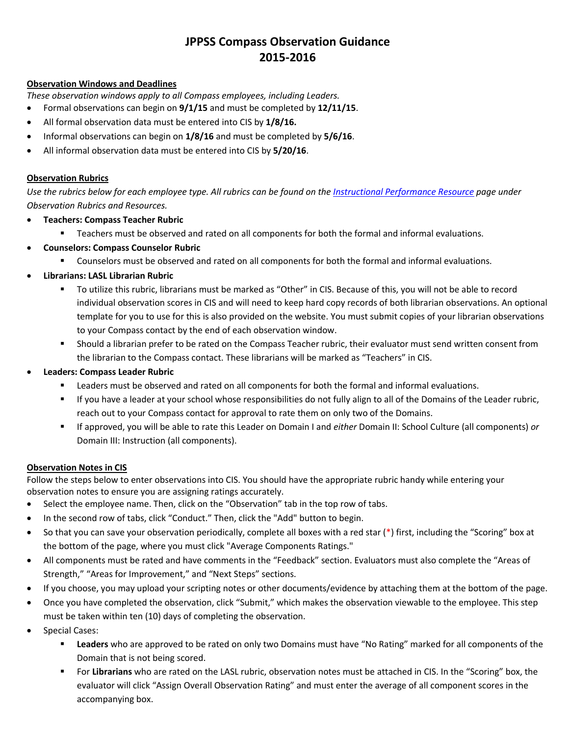# JPPSS Compass Observation Guidance 2015-2016

**Observation Windows and Deadlines**

*These observation windows apply to all Compass employees, including Leaders.*

- Formal observations can begin on **9/1/15** and must be completed by **12/11/15**.
- All formal observation data must be entered into CIS by **1/8/16.**
- Informal observations can begin on **1/8/16** and must be completed by **5/6/16**.
- All informal observation data must be entered into CIS by **5/20/16**.

**Observation Rubrics**

*Use the rubrics below for each employee type. All rubrics can be found on the Instructional Performance Resource page under Observation Rubrics and Resources.*

- **Teachers: Compass Teacher Rubric**
  - Teachers must be observed and rated on all components for both the formal and informal evaluations.
- **Counselors: Compass Counselor Rubric**
  - Counselors must be observed and rated on all components for both the formal and informal evaluations.
- **Librarians: LASL Librarian Rubric**
  - To utilize this rubric, librarians must be marked as "Other" in CIS. Because of this, you will not be able to record individual observation scores in CIS and will need to keep hard copy records of both librarian observations. An optional template for you to use for this is also provided on the website. You must submit copies of your librarian observations to your Compass contact by the end of each observation window.
  - Should a librarian prefer to be rated on the Compass Teacher rubric, their evaluator must send written consent from the librarian to the Compass contact. These librarians will be marked as "Teachers" in CIS.
- **Leaders: Compass Leader Rubric**
  - Leaders must be observed and rated on all components for both the formal and informal evaluations.
  - If you have a leader at your school whose responsibilities do not fully align to all of the Domains of the Leader rubric, reach out to your Compass contact for approval to rate them on only two of the Domains.
  - If approved, you will be able to rate this Leader on Domain I and *either* Domain II: School Culture (all components) *or* Domain III: Instruction (all components).

**Observation Notes in CIS**

Follow the steps below to enter observations into CIS. You should have the appropriate rubric handy while entering your observation notes to ensure you are assigning ratings accurately.

- Select the employee name. Then, click on the "Observation" tab in the top row of tabs.
- In the second row of tabs, click "Conduct." Then, click the "Add" button to begin.
- So that you can save your observation periodically, complete all boxes with a red star (*) first, including the "Scoring" box at the bottom of the page, where you must click "Average Components Ratings."
- All components must be rated and have comments in the "Feedback" section. Evaluators must also complete the "Areas of Strength," "Areas for Improvement," and "Next Steps" sections.
- If you choose, you may upload your scripting notes or other documents/evidence by attaching them at the bottom of the page.
- Once you have completed the observation, click "Submit," which makes the observation viewable to the employee. This step must be taken within ten (10) days of completing the observation.
- Special Cases:
  - **Leaders** who are approved to be rated on only two Domains must have "No Rating" marked for all components of the Domain that is not being scored.
  - For **Librarians** who are rated on the LASL rubric, observation notes must be attached in CIS. In the "Scoring" box, the evaluator will click "Assign Overall Observation Rating" and must enter the average of all component scores in the accompanying box.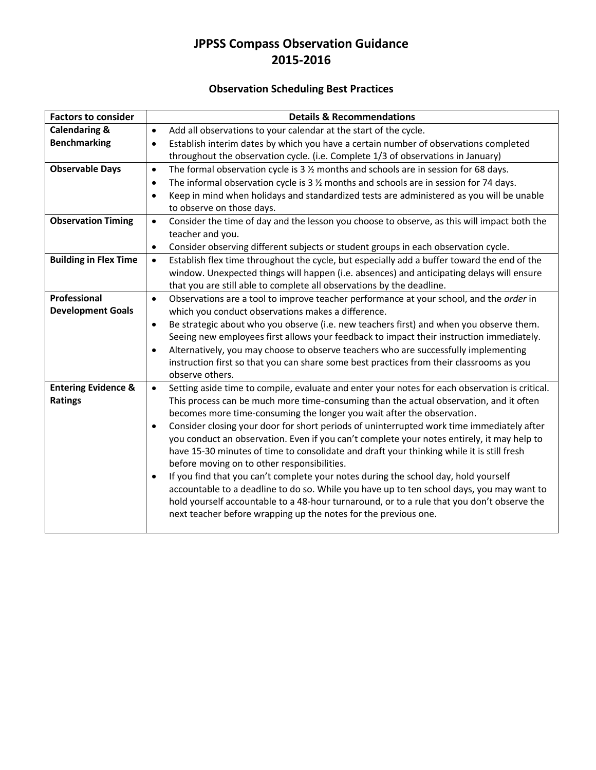# JPPSS Compass Observation Guidance 2015-2016

## Observation Scheduling Best Practices

| Factors to consider | Details & Recommendations |
|---|---|
| **Calendaring & Benchmarking** | • Add all observations to your calendar at the start of the cycle.<br>• Establish interim dates by which you have a certain number of observations completed throughout the observation cycle. (i.e. Complete 1/3 of observations in January) |
| **Observable Days** | • The formal observation cycle is 3 ½ months and schools are in session for 68 days.<br>• The informal observation cycle is 3 ½ months and schools are in session for 74 days.<br>• Keep in mind when holidays and standardized tests are administered as you will be unable to observe on those days. |
| **Observation Timing** | • Consider the time of day and the lesson you choose to observe, as this will impact both the teacher and you.<br>• Consider observing different subjects or student groups in each observation cycle. |
| **Building in Flex Time** | • Establish flex time throughout the cycle, but especially add a buffer toward the end of the window. Unexpected things will happen (i.e. absences) and anticipating delays will ensure that you are still able to complete all observations by the deadline. |
| **Professional Development Goals** | • Observations are a tool to improve teacher performance at your school, and the *order* in which you conduct observations makes a difference.<br>• Be strategic about who you observe (i.e. new teachers first) and when you observe them. Seeing new employees first allows your feedback to impact their instruction immediately.<br>• Alternatively, you may choose to observe teachers who are successfully implementing instruction first so that you can share some best practices from their classrooms as you observe others. |
| **Entering Evidence & Ratings** | • Setting aside time to compile, evaluate and enter your notes for each observation is critical. This process can be much more time-consuming than the actual observation, and it often becomes more time-consuming the longer you wait after the observation.<br>• Consider closing your door for short periods of uninterrupted work time immediately after you conduct an observation. Even if you can't complete your notes entirely, it may help to have 15-30 minutes of time to consolidate and draft your thinking while it is still fresh before moving on to other responsibilities.<br>• If you find that you can't complete your notes during the school day, hold yourself accountable to a deadline to do so. While you have up to ten school days, you may want to hold yourself accountable to a 48-hour turnaround, or to a rule that you don't observe the next teacher before wrapping up the notes for the previous one. |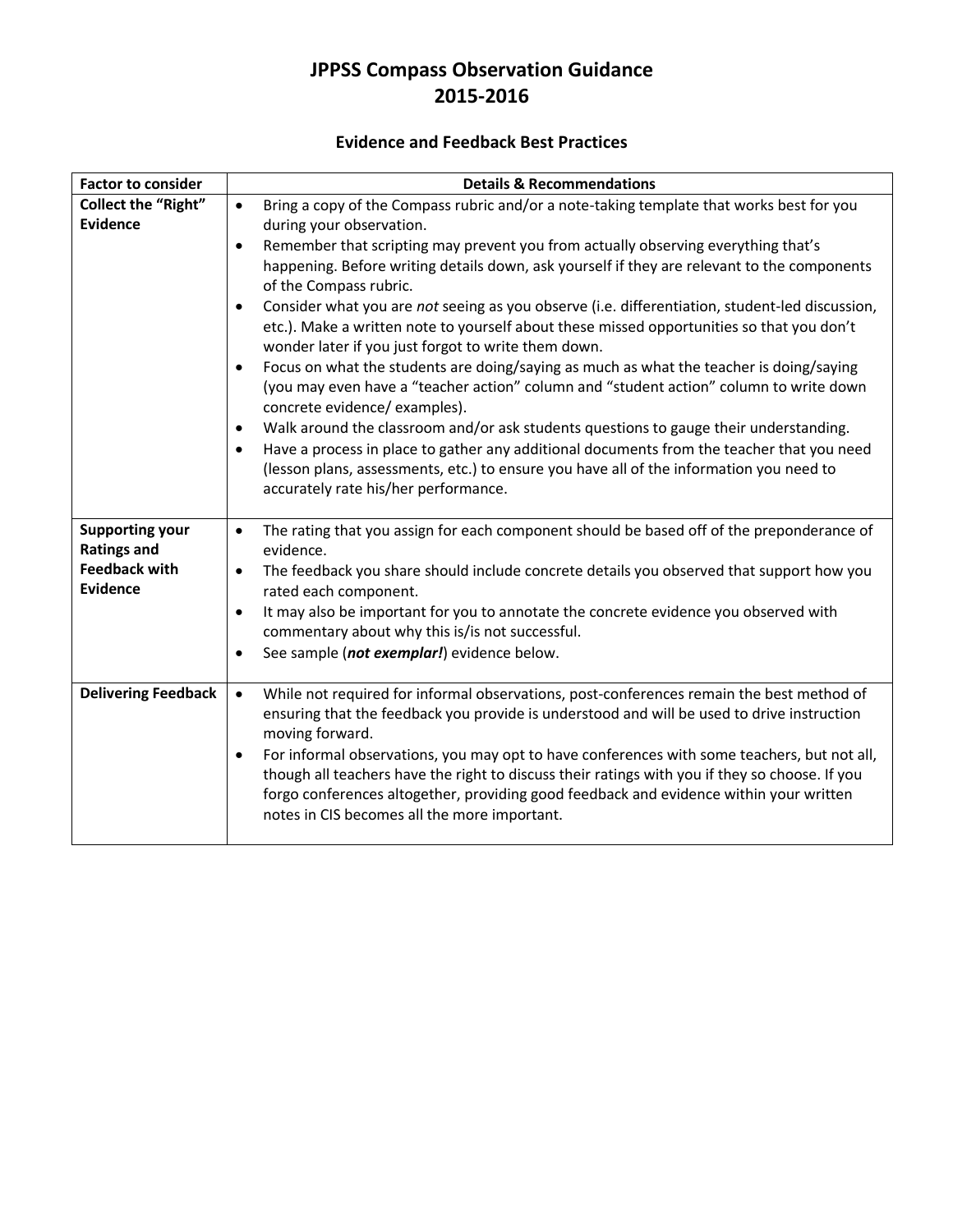# JPPSS Compass Observation Guidance
# 2015-2016

## Evidence and Feedback Best Practices

| Factor to consider | Details & Recommendations |
|---|---|
| **Collect the "Right" Evidence** | • Bring a copy of the Compass rubric and/or a note-taking template that works best for you during your observation.<br>• Remember that scripting may prevent you from actually observing everything that's happening. Before writing details down, ask yourself if they are relevant to the components of the Compass rubric.<br>• Consider what you are *not* seeing as you observe (i.e. differentiation, student-led discussion, etc.). Make a written note to yourself about these missed opportunities so that you don't wonder later if you just forgot to write them down.<br>• Focus on what the students are doing/saying as much as what the teacher is doing/saying (you may even have a "teacher action" column and "student action" column to write down concrete evidence/ examples).<br>• Walk around the classroom and/or ask students questions to gauge their understanding.<br>• Have a process in place to gather any additional documents from the teacher that you need (lesson plans, assessments, etc.) to ensure you have all of the information you need to accurately rate his/her performance. |
| **Supporting your Ratings and Feedback with Evidence** | • The rating that you assign for each component should be based off of the preponderance of evidence.<br>• The feedback you share should include concrete details you observed that support how you rated each component.<br>• It may also be important for you to annotate the concrete evidence you observed with commentary about why this is/is not successful.<br>• See sample (***not exemplar!***) evidence below. |
| **Delivering Feedback** | • While not required for informal observations, post-conferences remain the best method of ensuring that the feedback you provide is understood and will be used to drive instruction moving forward.<br>• For informal observations, you may opt to have conferences with some teachers, but not all, though all teachers have the right to discuss their ratings with you if they so choose. If you forgo conferences altogether, providing good feedback and evidence within your written notes in CIS becomes all the more important. |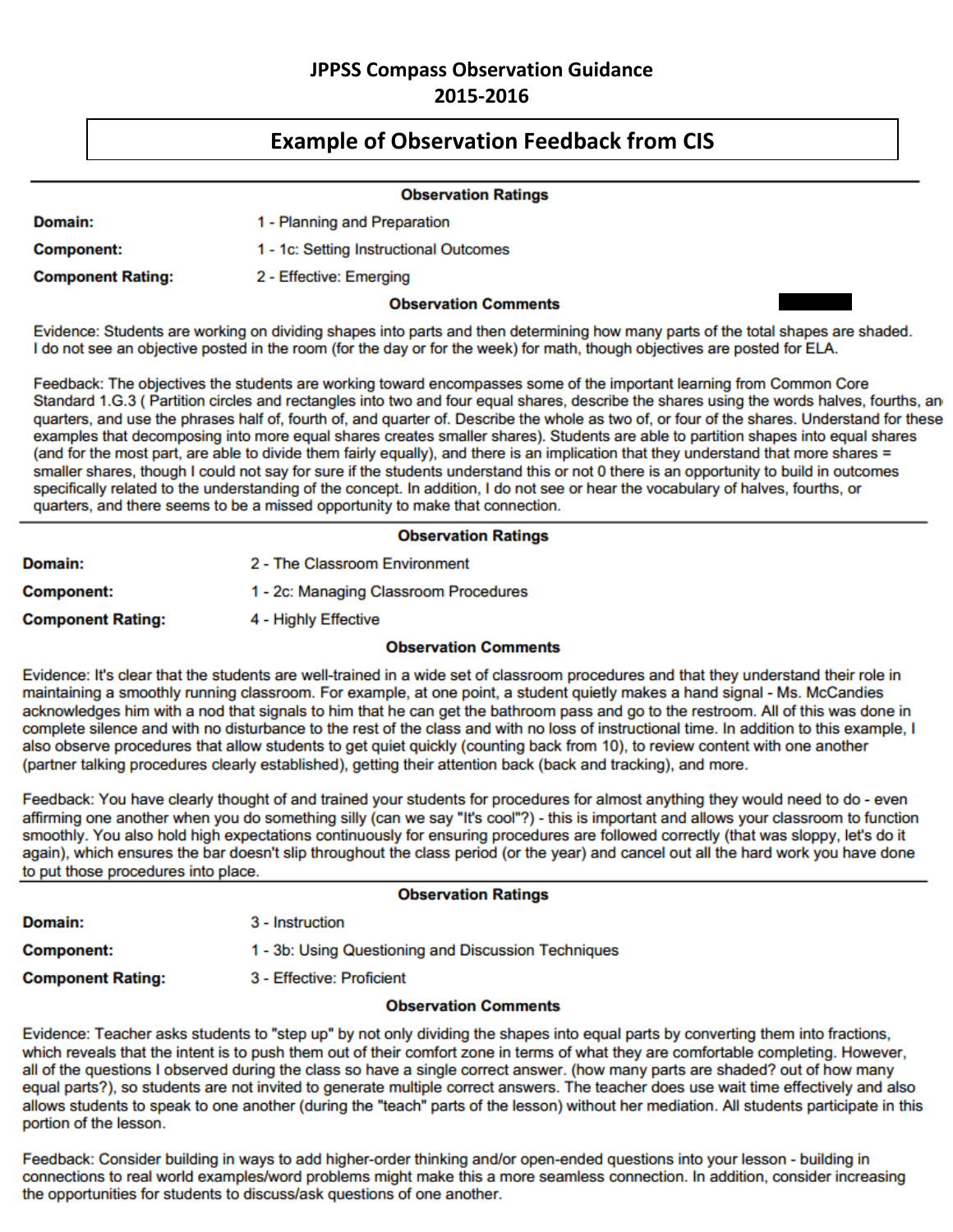# JPPSS Compass Observation Guidance
## 2015-2016

## Example of Observation Feedback from CIS

---

### Observation Ratings

**Domain:** 1 - Planning and Preparation

**Component:** 1 - 1c: Setting Instructional Outcomes

**Component Rating:** 2 - Effective: Emerging

### Observation Comments

Evidence: Students are working on dividing shapes into parts and then determining how many parts of the total shapes are shaded. I do not see an objective posted in the room (for the day or for the week) for math, though objectives are posted for ELA.

Feedback: The objectives the students are working toward encompasses some of the important learning from Common Core Standard 1.G.3 ( Partition circles and rectangles into two and four equal shares, describe the shares using the words halves, fourths, an quarters, and use the phrases half of, fourth of, and quarter of. Describe the whole as two of, or four of the shares. Understand for these examples that decomposing into more equal shares creates smaller shares). Students are able to partition shapes into equal shares (and for the most part, are able to divide them fairly equally), and there is an implication that they understand that more shares = smaller shares, though I could not say for sure if the students understand this or not 0 there is an opportunity to build in outcomes specifically related to the understanding of the concept. In addition, I do not see or hear the vocabulary of halves, fourths, or quarters, and there seems to be a missed opportunity to make that connection.

---

### Observation Ratings

**Domain:** 2 - The Classroom Environment

**Component:** 1 - 2c: Managing Classroom Procedures

**Component Rating:** 4 - Highly Effective

### Observation Comments

Evidence: It's clear that the students are well-trained in a wide set of classroom procedures and that they understand their role in maintaining a smoothly running classroom. For example, at one point, a student quietly makes a hand signal - Ms. McCandies acknowledges him with a nod that signals to him that he can get the bathroom pass and go to the restroom. All of this was done in complete silence and with no disturbance to the rest of the class and with no loss of instructional time. In addition to this example, I also observe procedures that allow students to get quiet quickly (counting back from 10), to review content with one another (partner talking procedures clearly established), getting their attention back (back and tracking), and more.

Feedback: You have clearly thought of and trained your students for procedures for almost anything they would need to do - even affirming one another when you do something silly (can we say "It's cool"?) - this is important and allows your classroom to function smoothly. You also hold high expectations continuously for ensuring procedures are followed correctly (that was sloppy, let's do it again), which ensures the bar doesn't slip throughout the class period (or the year) and cancel out all the hard work you have done to put those procedures into place.

---

### Observation Ratings

**Domain:** 3 - Instruction

**Component:** 1 - 3b: Using Questioning and Discussion Techniques

**Component Rating:** 3 - Effective: Proficient

### Observation Comments

Evidence: Teacher asks students to "step up" by not only dividing the shapes into equal parts by converting them into fractions, which reveals that the intent is to push them out of their comfort zone in terms of what they are comfortable completing. However, all of the questions I observed during the class so have a single correct answer. (how many parts are shaded? out of how many equal parts?), so students are not invited to generate multiple correct answers. The teacher does use wait time effectively and also allows students to speak to one another (during the "teach" parts of the lesson) without her mediation. All students participate in this portion of the lesson.

Feedback: Consider building in ways to add higher-order thinking and/or open-ended questions into your lesson - building in connections to real world examples/word problems might make this a more seamless connection. In addition, consider increasing the opportunities for students to discuss/ask questions of one another.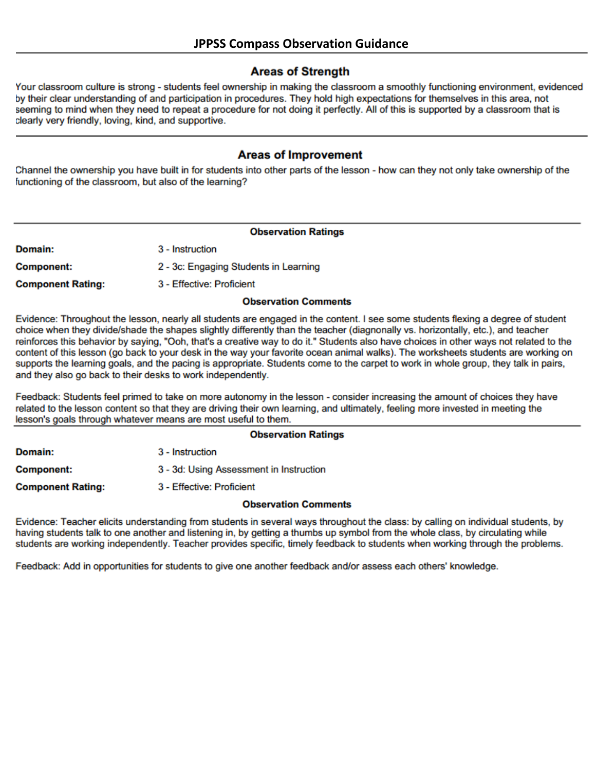## Areas of Strength

Your classroom culture is strong - students feel ownership in making the classroom a smoothly functioning environment, evidenced by their clear understanding of and participation in procedures. They hold high expectations for themselves in this area, not seeming to mind when they need to repeat a procedure for not doing it perfectly. All of this is supported by a classroom that is clearly very friendly, loving, kind, and supportive.

## Areas of Improvement

Channel the ownership you have built in for students into other parts of the lesson - how can they not only take ownership of the functioning of the classroom, but also of the learning?

### Observation Ratings

**Domain:** 3 - Instruction

**Component:** 2 - 3c: Engaging Students in Learning

**Component Rating:** 3 - Effective: Proficient

### Observation Comments

Evidence: Throughout the lesson, nearly all students are engaged in the content. I see some students flexing a degree of student choice when they divide/shade the shapes slightly differently than the teacher (diagnonally vs. horizontally, etc.), and teacher reinforces this behavior by saying, "Ooh, that's a creative way to do it." Students also have choices in other ways not related to the content of this lesson (go back to your desk in the way your favorite ocean animal walks). The worksheets students are working on supports the learning goals, and the pacing is appropriate. Students come to the carpet to work in whole group, they talk in pairs, and they also go back to their desks to work independently.

Feedback: Students feel primed to take on more autonomy in the lesson - consider increasing the amount of choices they have related to the lesson content so that they are driving their own learning, and ultimately, feeling more invested in meeting the lesson's goals through whatever means are most useful to them.

### Observation Ratings

**Domain:** 3 - Instruction

**Component:** 3 - 3d: Using Assessment in Instruction

**Component Rating:** 3 - Effective: Proficient

### Observation Comments

Evidence: Teacher elicits understanding from students in several ways throughout the class: by calling on individual students, by having students talk to one another and listening in, by getting a thumbs up symbol from the whole class, by circulating while students are working independently. Teacher provides specific, timely feedback to students when working through the problems.

Feedback: Add in opportunities for students to give one another feedback and/or assess each others' knowledge.